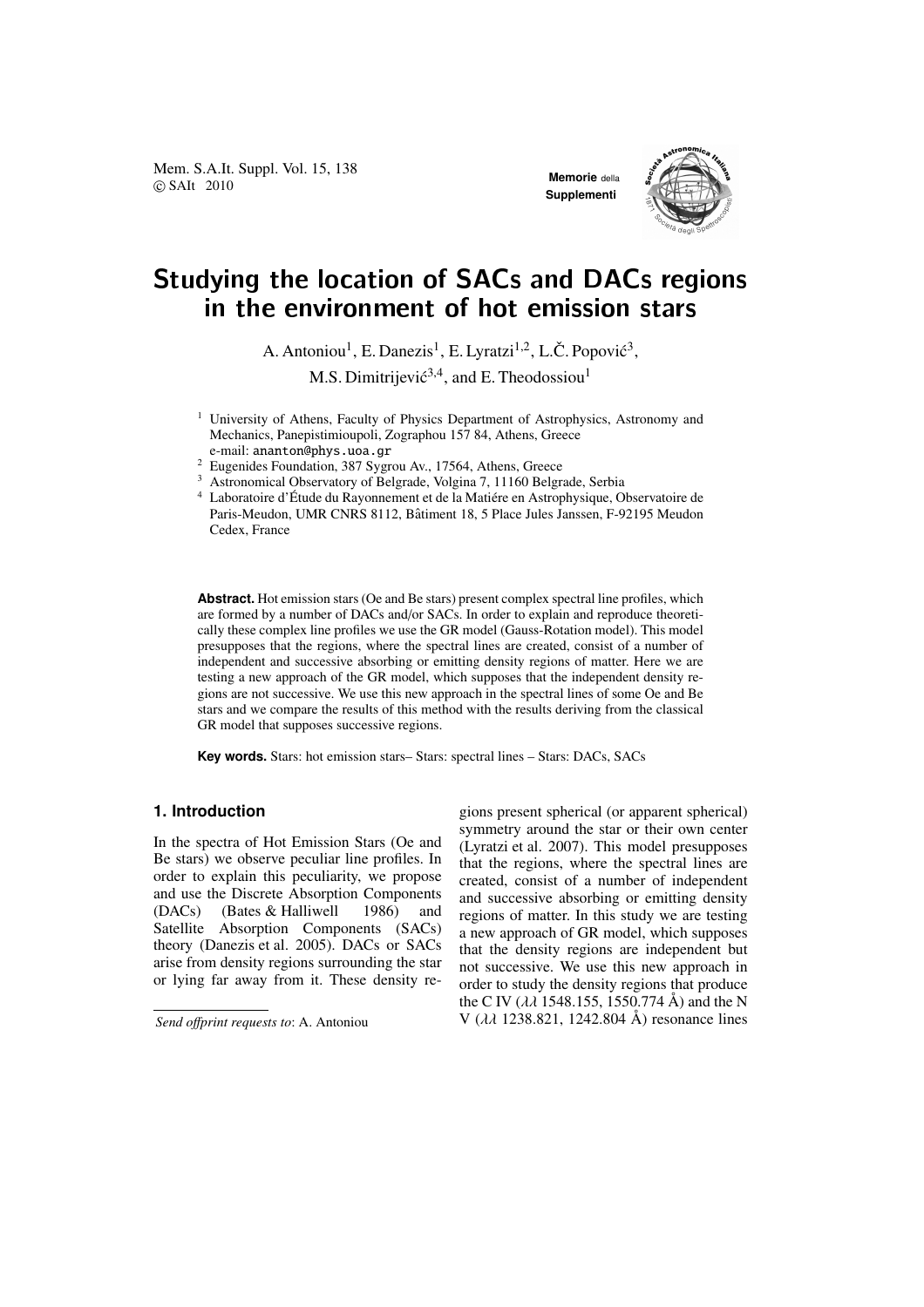# Studying the location of SACs and DACs regions in the environment of hot emission stars

A. Antoniou[1], E. Danezis[1], E. Lyratzi[1,2], L.Č. Popović[3], M.S. Dimitrijević[3,4], and E. Theodossiou[1]

[1] University of Athens, Faculty of Physics Department of Astrophysics, Astronomy and Mechanics, Panepistimioupoli, Zographou 157 84, Athens, Greece
e-mail: ananton@phys.uoa.gr

[2] Eugenides Foundation, 387 Sygrou Av., 17564, Athens, Greece

[3] Astronomical Observatory of Belgrade, Volgina 7, 11160 Belgrade, Serbia

[4] Laboratoire d'Étude du Rayonnement et de la Matiére en Astrophysique, Observatoire de Paris-Meudon, UMR CNRS 8112, Bâtiment 18, 5 Place Jules Janssen, F-92195 Meudon Cedex, France

**Abstract.** Hot emission stars (Oe and Be stars) present complex spectral line profiles, which are formed by a number of DACs and/or SACs. In order to explain and reproduce theoretically these complex line profiles we use the GR model (Gauss-Rotation model). This model presupposes that the regions, where the spectral lines are created, consist of a number of independent and successive absorbing or emitting density regions of matter. Here we are testing a new approach of the GR model, which supposes that the independent density regions are not successive. We use this new approach in the spectral lines of some Oe and Be stars and we compare the results of this method with the results deriving from the classical GR model that supposes successive regions.

**Key words.** Stars: hot emission stars– Stars: spectral lines – Stars: DACs, SACs

## 1. Introduction

In the spectra of Hot Emission Stars (Oe and Be stars) we observe peculiar line profiles. In order to explain this peculiarity, we propose and use the Discrete Absorption Components (DACs) (Bates & Halliwell 1986) and Satellite Absorption Components (SACs) theory (Danezis et al. 2005). DACs or SACs arise from density regions surrounding the star or lying far away from it. These density regions present spherical (or apparent spherical) symmetry around the star or their own center (Lyratzi et al. 2007). This model presupposes that the regions, where the spectral lines are created, consist of a number of independent and successive absorbing or emitting density regions of matter. In this study we are testing a new approach of GR model, which supposes that the density regions are independent but not successive. We use this new approach in order to study the density regions that produce the C IV ($\lambda\lambda$ 1548.155, 1550.774 Å) and the N V ($\lambda\lambda$ 1238.821, 1242.804 Å) resonance lines

*Send offprint requests to*: A. Antoniou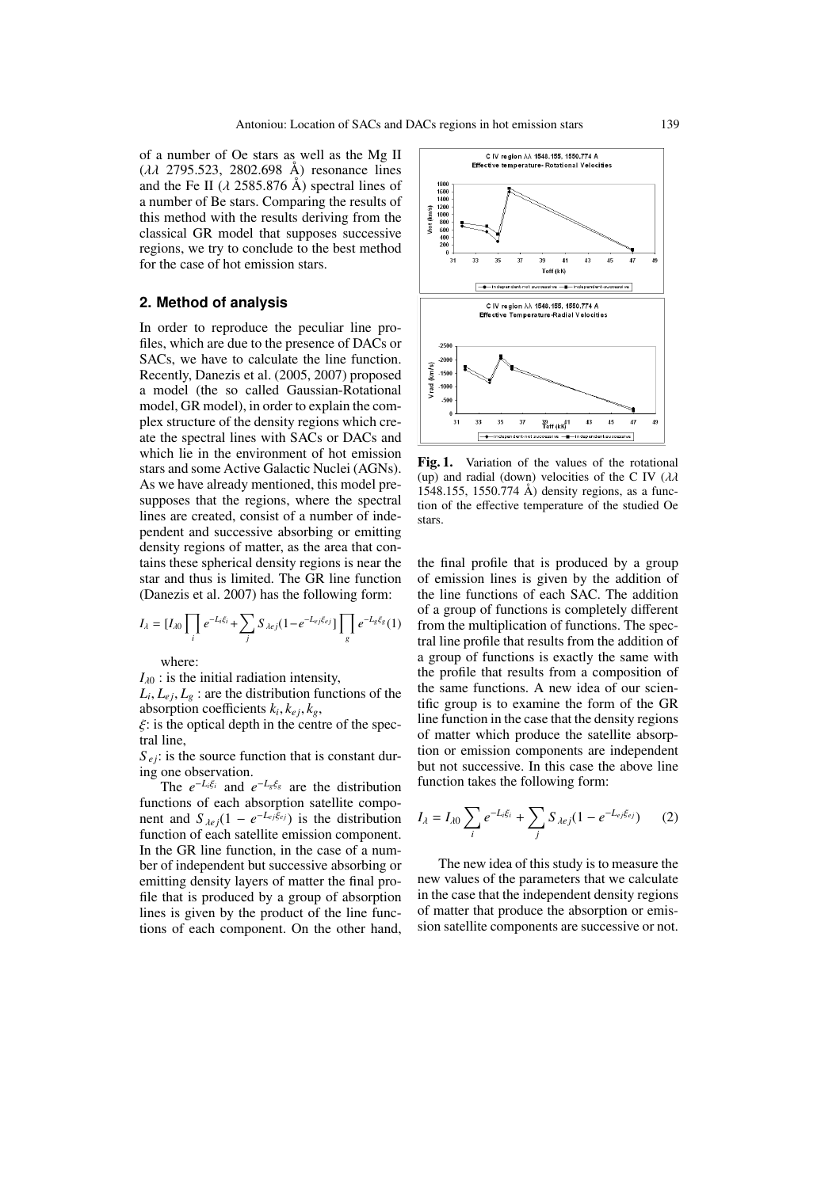of a number of Oe stars as well as the Mg II ($\lambda\lambda$ 2795.523, 2802.698 Å) resonance lines and the Fe II ($\lambda$ 2585.876 Å) spectral lines of a number of Be stars. Comparing the results of this method with the results deriving from the classical GR model that supposes successive regions, we try to conclude to the best method for the case of hot emission stars.

## 2. Method of analysis

In order to reproduce the peculiar line profiles, which are due to the presence of DACs or SACs, we have to calculate the line function. Recently, Danezis et al. (2005, 2007) proposed a model (the so called Gaussian-Rotational model, GR model), in order to explain the complex structure of the density regions which create the spectral lines with SACs or DACs and which lie in the environment of hot emission stars and some Active Galactic Nuclei (AGNs). As we have already mentioned, this model presupposes that the regions, where the spectral lines are created, consist of a number of independent and successive absorbing or emitting density regions of matter, as the area that contains these spherical density regions is near the star and thus is limited. The GR line function (Danezis et al. 2007) has the following form:

$$I_{\lambda} = [I_{\lambda 0} \prod_{i} e^{-L_i \xi_i} + \sum_{j} S_{\lambda e j}(1 - e^{-L_{ej}\xi_{ej}})] \prod_{g} e^{-L_g \xi_g} \quad (1)$$

where:

$I_{\lambda 0}$ : is the initial radiation intensity,

$L_i, L_{ej}, L_g$ : are the distribution functions of the absorption coefficients $k_i, k_{ej}, k_g$,

$\xi$: is the optical depth in the centre of the spectral line,

$S_{ej}$: is the source function that is constant during one observation.

The $e^{-L_i \xi_i}$ and $e^{-L_g \xi_g}$ are the distribution functions of each absorption satellite component and $S_{\lambda e j}(1 - e^{-L_{ej}\xi_{ej}})$ is the distribution function of each satellite emission component. In the GR line function, in the case of a number of independent but successive absorbing or emitting density layers of matter the final profile that is produced by a group of absorption lines is given by the product of the line functions of each component. On the other hand, the final profile that is produced by a group of emission lines is given by the addition of the line functions of each SAC. The addition of a group of functions is completely different from the multiplication of functions. The spectral line profile that results from the addition of a group of functions is exactly the same with the profile that results from a composition of the same functions. A new idea of our scientific group is to examine the form of the GR line function in the case that the density regions of matter which produce the satellite absorption or emission components are independent but not successive. In this case the above line function takes the following form:

$$I_{\lambda} = I_{\lambda 0} \sum_{i} e^{-L_i \xi_i} + \sum_{j} S_{\lambda e j}(1 - e^{-L_{ej}\xi_{ej}}) \quad (2)$$

The new idea of this study is to measure the new values of the parameters that we calculate in the case that the independent density regions of matter that produce the absorption or emission satellite components are successive or not.

**Fig. 1.** Variation of the values of the rotational (up) and radial (down) velocities of the C IV ($\lambda\lambda$ 1548.155, 1550.774 Å) density regions, as a function of the effective temperature of the studied Oe stars.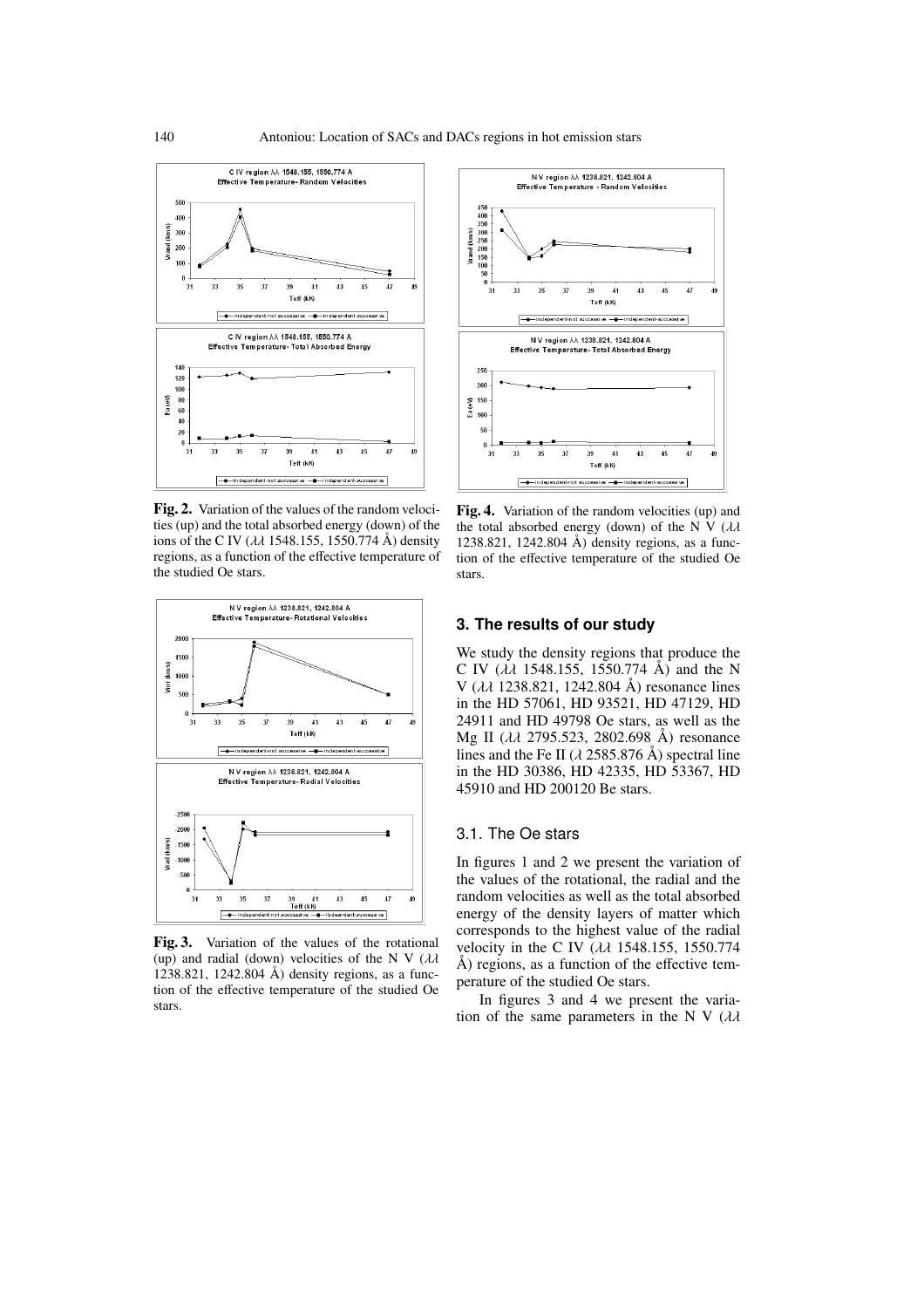**Fig. 2.** Variation of the values of the random velocities (up) and the total absorbed energy (down) of the ions of the C IV ($\lambda\lambda$ 1548.155, 1550.774 Å) density regions, as a function of the effective temperature of the studied Oe stars.

**Fig. 3.** Variation of the values of the rotational (up) and radial (down) velocities of the N V ($\lambda\lambda$ 1238.821, 1242.804 Å) density regions, as a function of the effective temperature of the studied Oe stars.

**Fig. 4.** Variation of the random velocities (up) and the total absorbed energy (down) of the N V ($\lambda\lambda$ 1238.821, 1242.804 Å) density regions, as a function of the effective temperature of the studied Oe stars.

## 3. The results of our study

We study the density regions that produce the C IV ($\lambda\lambda$ 1548.155, 1550.774 Å) and the N V ($\lambda\lambda$ 1238.821, 1242.804 Å) resonance lines in the HD 57061, HD 93521, HD 47129, HD 24911 and HD 49798 Oe stars, as well as the Mg II ($\lambda\lambda$ 2795.523, 2802.698 Å) resonance lines and the Fe II ($\lambda$ 2585.876 Å) spectral line in the HD 30386, HD 42335, HD 53367, HD 45910 and HD 200120 Be stars.

### 3.1. The Oe stars

In figures 1 and 2 we present the variation of the values of the rotational, the radial and the random velocities as well as the total absorbed energy of the density layers of matter which corresponds to the highest value of the radial velocity in the C IV ($\lambda\lambda$ 1548.155, 1550.774 Å) regions, as a function of the effective temperature of the studied Oe stars.

In figures 3 and 4 we present the variation of the same parameters in the N V ($\lambda\lambda$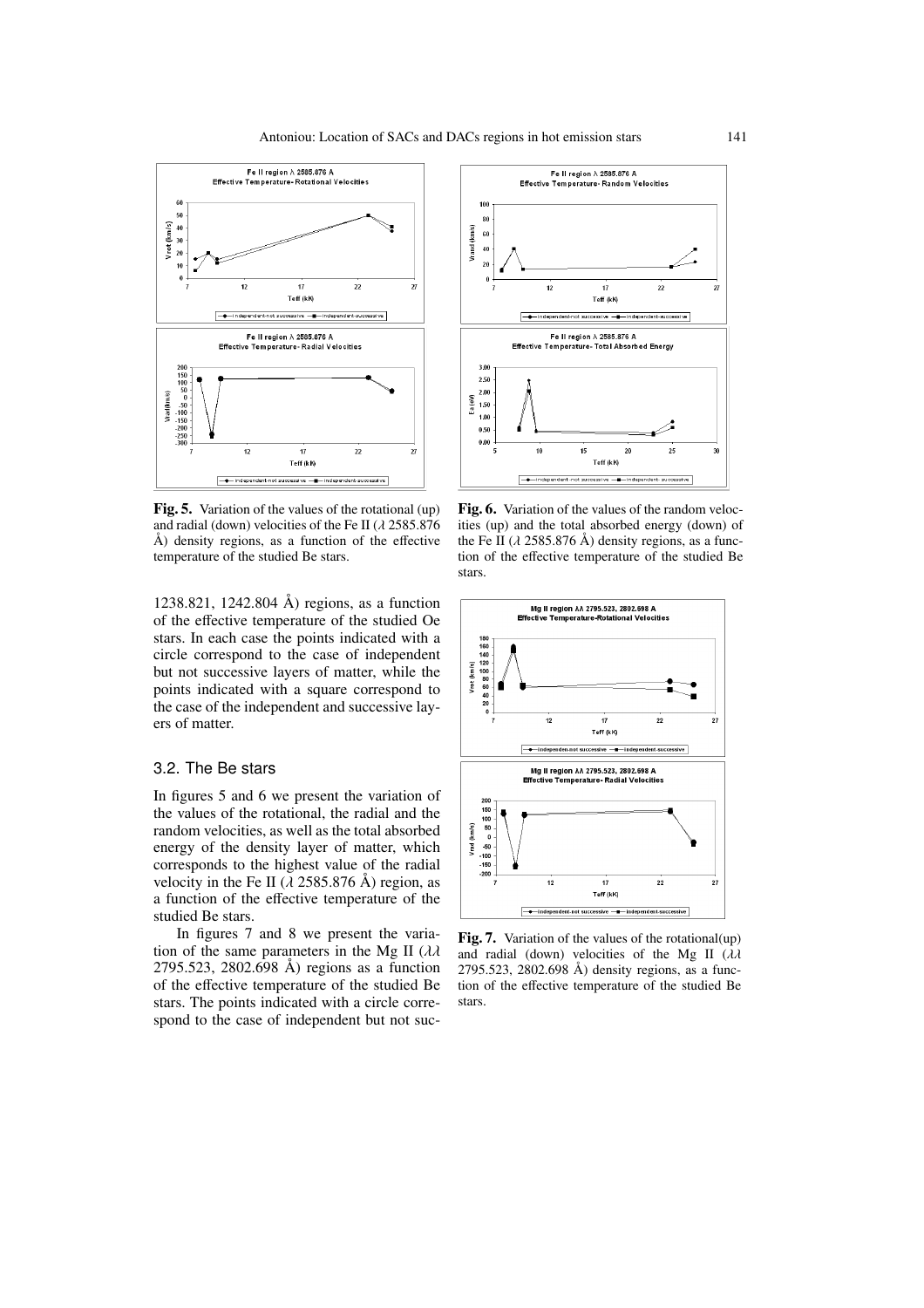**Fig. 5.** Variation of the values of the rotational (up) and radial (down) velocities of the Fe II ($\lambda$ 2585.876 Å) density regions, as a function of the effective temperature of the studied Be stars.

**Fig. 6.** Variation of the values of the random velocities (up) and the total absorbed energy (down) of the Fe II ($\lambda$ 2585.876 Å) density regions, as a function of the effective temperature of the studied Be stars.

1238.821, 1242.804 Å) regions, as a function of the effective temperature of the studied Oe stars. In each case the points indicated with a circle correspond to the case of independent but not successive layers of matter, while the points indicated with a square correspond to the case of the independent and successive layers of matter.

### 3.2. The Be stars

In figures 5 and 6 we present the variation of the values of the rotational, the radial and the random velocities, as well as the total absorbed energy of the density layer of matter, which corresponds to the highest value of the radial velocity in the Fe II ($\lambda$ 2585.876 Å) region, as a function of the effective temperature of the studied Be stars.

In figures 7 and 8 we present the variation of the same parameters in the Mg II ($\lambda\lambda$ 2795.523, 2802.698 Å) regions as a function of the effective temperature of the studied Be stars. The points indicated with a circle correspond to the case of independent but not suc-

**Fig. 7.** Variation of the values of the rotational(up) and radial (down) velocities of the Mg II ($\lambda\lambda$ 2795.523, 2802.698 Å) density regions, as a function of the effective temperature of the studied Be stars.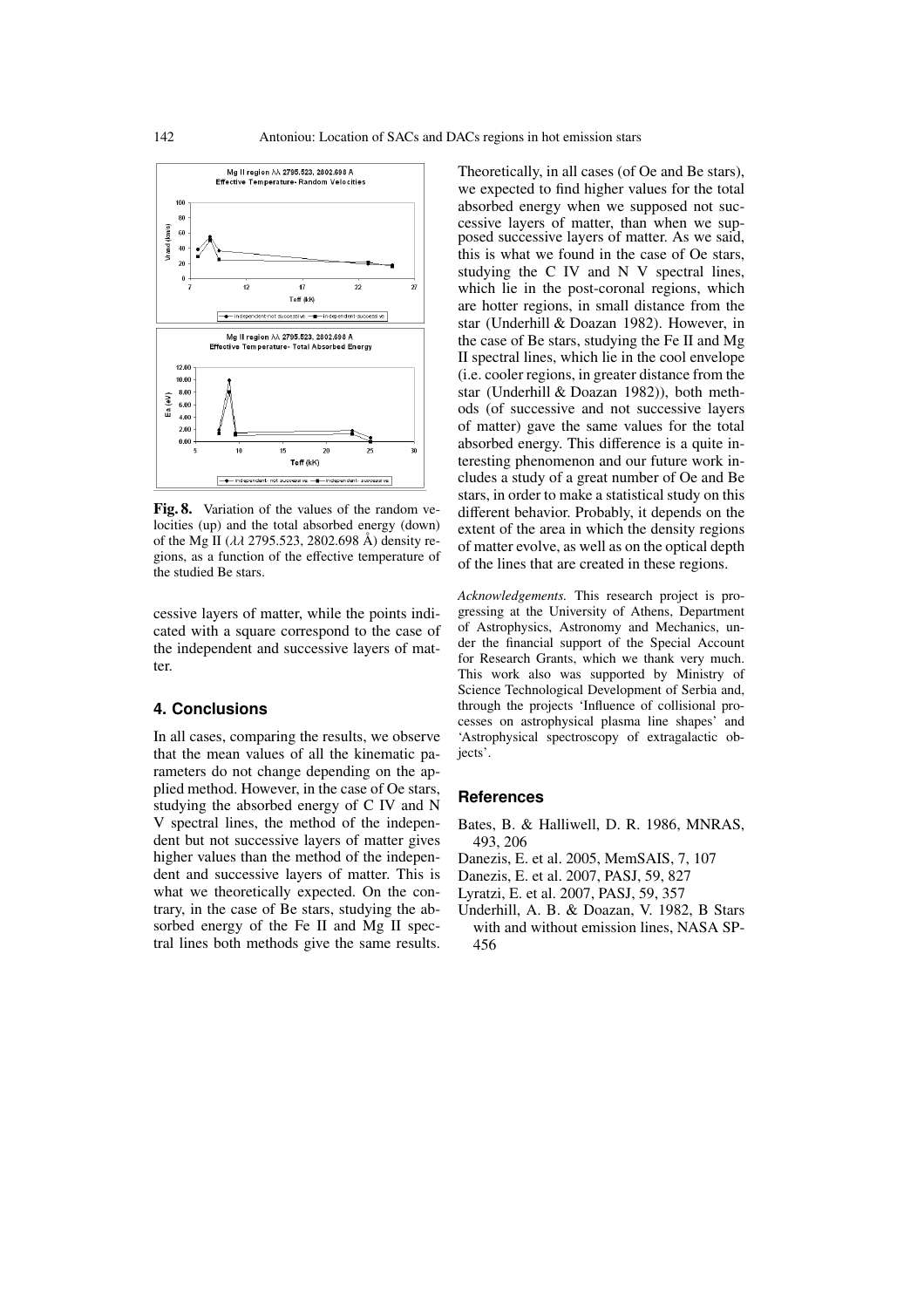Mg II region λλ 2795.523, 2802.698 A
Effective Temperature- Random Velocities

100
80
60
40
20
0

Vrand (km/s)

7 12 17 22 27

Teff (kK)

independent-not successive — independent-successive

Mg II region λλ 2795.523, 2802.698 A
Effective Temperature- Total Absorbed Energy

12.00
10.00
8.00
6.00
4.00
2.00
0.00

Ea (eV)

5 10 15 20 25 30

Teff (kK)

independent- not successive — independent- successive

**Fig. 8.** Variation of the values of the random velocities (up) and the total absorbed energy (down) of the Mg II ($\lambda\lambda$ 2795.523, 2802.698 Å) density regions, as a function of the effective temperature of the studied Be stars.

cessive layers of matter, while the points indicated with a square correspond to the case of the independent and successive layers of matter.

## 4. Conclusions

In all cases, comparing the results, we observe that the mean values of all the kinematic parameters do not change depending on the applied method. However, in the case of Oe stars, studying the absorbed energy of C IV and N V spectral lines, the method of the independent but not successive layers of matter gives higher values than the method of the independent and successive layers of matter. This is what we theoretically expected. On the contrary, in the case of Be stars, studying the absorbed energy of the Fe II and Mg II spectral lines both methods give the same results. Theoretically, in all cases (of Oe and Be stars), we expected to find higher values for the total absorbed energy when we supposed not successive layers of matter, than when we supposed successive layers of matter. As we said, this is what we found in the case of Oe stars, studying the C IV and N V spectral lines, which lie in the post-coronal regions, which are hotter regions, in small distance from the star (Underhill & Doazan 1982). However, in the case of Be stars, studying the Fe II and Mg II spectral lines, which lie in the cool envelope (i.e. cooler regions, in greater distance from the star (Underhill & Doazan 1982)), both methods (of successive and not successive layers of matter) gave the same values for the total absorbed energy. This difference is a quite interesting phenomenon and our future work includes a study of a great number of Oe and Be stars, in order to make a statistical study on this different behavior. Probably, it depends on the extent of the area in which the density regions of matter evolve, as well as on the optical depth of the lines that are created in these regions.

*Acknowledgements.* This research project is progressing at the University of Athens, Department of Astrophysics, Astronomy and Mechanics, under the financial support of the Special Account for Research Grants, which we thank very much. This work also was supported by Ministry of Science Technological Development of Serbia and, through the projects 'Influence of collisional processes on astrophysical plasma line shapes' and 'Astrophysical spectroscopy of extragalactic objects'.

## References

Bates, B. & Halliwell, D. R. 1986, MNRAS, 493, 206

Danezis, E. et al. 2005, MemSAIS, 7, 107

Danezis, E. et al. 2007, PASJ, 59, 827

Lyratzi, E. et al. 2007, PASJ, 59, 357

Underhill, A. B. & Doazan, V. 1982, B Stars with and without emission lines, NASA SP-456